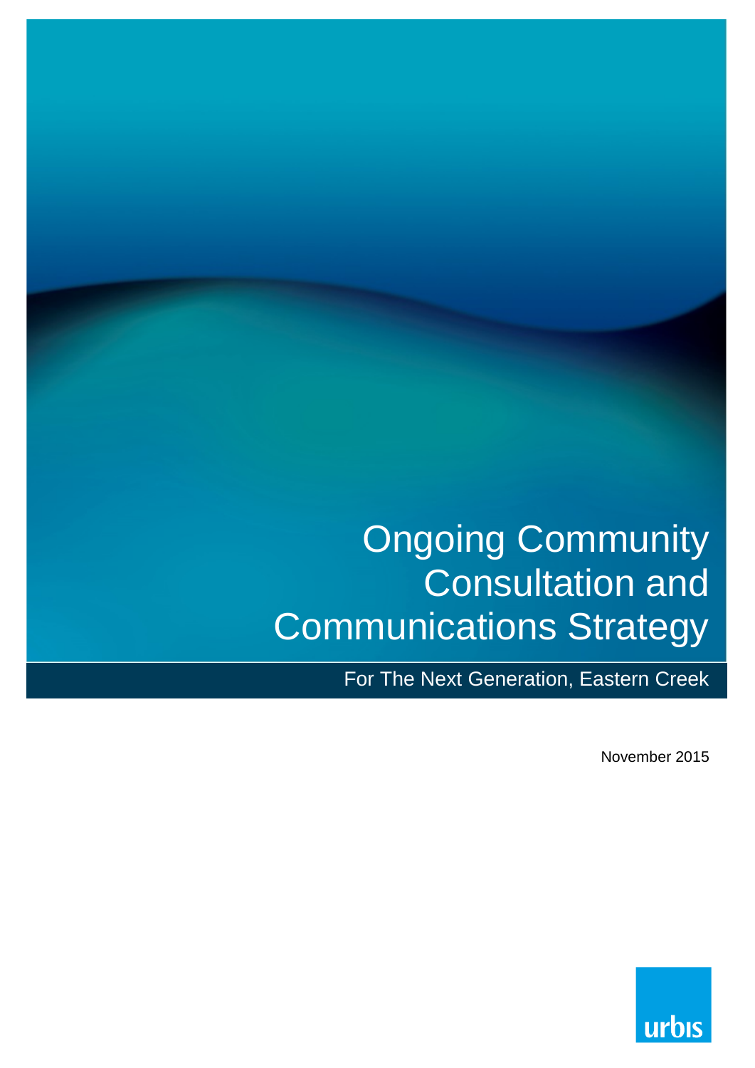# Ongoing Community Consultation and Communications Strategy

For The Next Generation, Eastern Creek

November 2015

urbis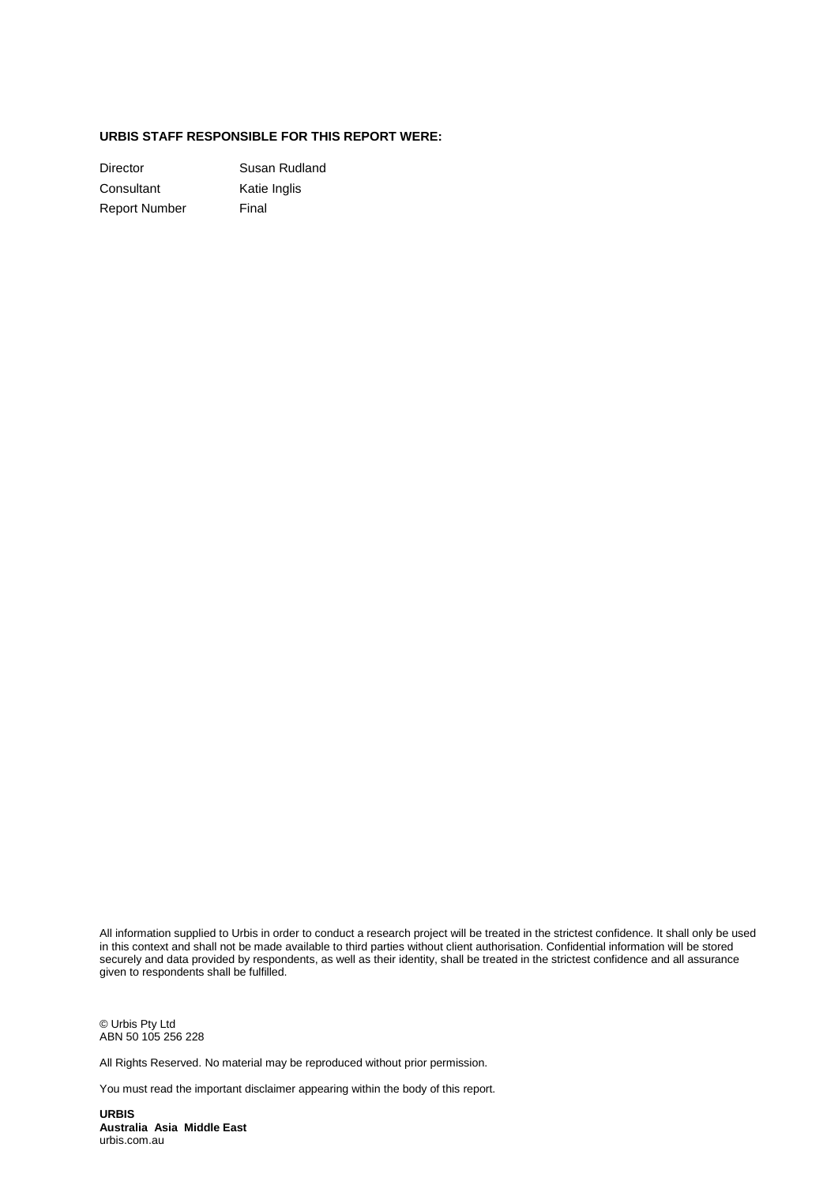**URBIS STAFF RESPONSIBLE FOR THIS REPORT WERE:**

| | |
|---|---|
| Director | Susan Rudland |
| Consultant | Katie Inglis |
| Report Number | Final |

All information supplied to Urbis in order to conduct a research project will be treated in the strictest confidence. It shall only be used in this context and shall not be made available to third parties without client authorisation. Confidential information will be stored securely and data provided by respondents, as well as their identity, shall be treated in the strictest confidence and all assurance given to respondents shall be fulfilled.

© Urbis Pty Ltd
ABN 50 105 256 228

All Rights Reserved. No material may be reproduced without prior permission.

You must read the important disclaimer appearing within the body of this report.

**URBIS**
**Australia Asia Middle East**
urbis.com.au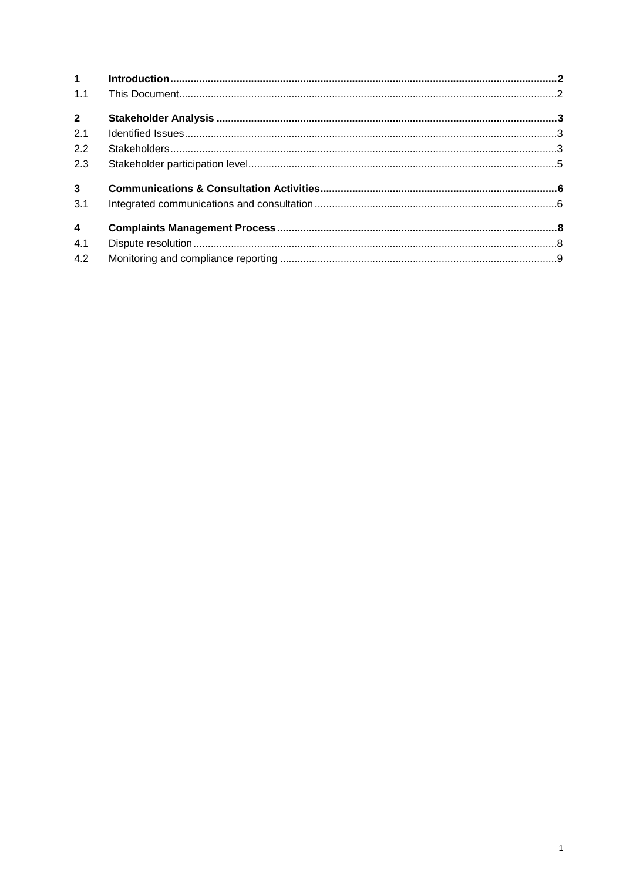| | | |
|---|---|---|
| **1** | **Introduction** | **2** |
| 1.1 | This Document | 2 |
| **2** | **Stakeholder Analysis** | **3** |
| 2.1 | Identified Issues | 3 |
| 2.2 | Stakeholders | 3 |
| 2.3 | Stakeholder participation level | 5 |
| **3** | **Communications & Consultation Activities** | **6** |
| 3.1 | Integrated communications and consultation | 6 |
| **4** | **Complaints Management Process** | **8** |
| 4.1 | Dispute resolution | 8 |
| 4.2 | Monitoring and compliance reporting | 9 |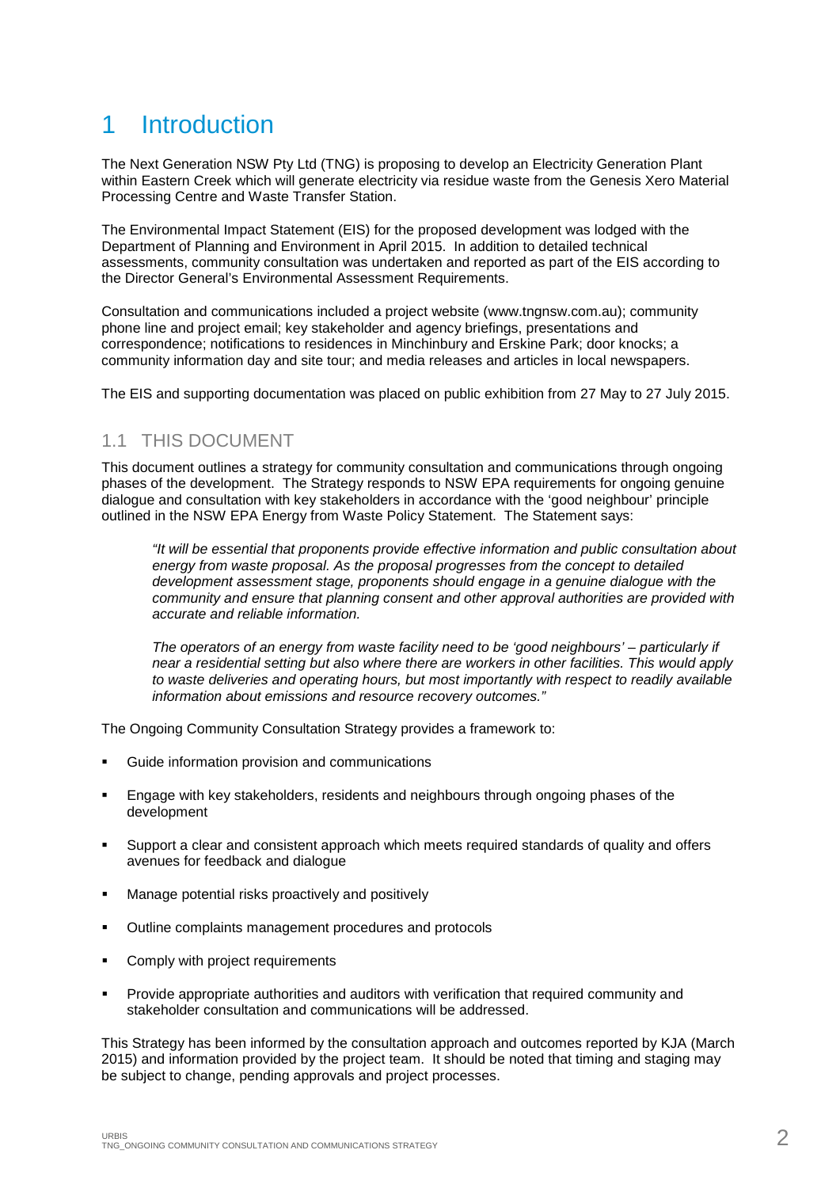# 1 Introduction

The Next Generation NSW Pty Ltd (TNG) is proposing to develop an Electricity Generation Plant within Eastern Creek which will generate electricity via residue waste from the Genesis Xero Material Processing Centre and Waste Transfer Station.

The Environmental Impact Statement (EIS) for the proposed development was lodged with the Department of Planning and Environment in April 2015. In addition to detailed technical assessments, community consultation was undertaken and reported as part of the EIS according to the Director General's Environmental Assessment Requirements.

Consultation and communications included a project website (www.tngnsw.com.au); community phone line and project email; key stakeholder and agency briefings, presentations and correspondence; notifications to residences in Minchinbury and Erskine Park; door knocks; a community information day and site tour; and media releases and articles in local newspapers.

The EIS and supporting documentation was placed on public exhibition from 27 May to 27 July 2015.

## 1.1 THIS DOCUMENT

This document outlines a strategy for community consultation and communications through ongoing phases of the development. The Strategy responds to NSW EPA requirements for ongoing genuine dialogue and consultation with key stakeholders in accordance with the 'good neighbour' principle outlined in the NSW EPA Energy from Waste Policy Statement. The Statement says:

> *"It will be essential that proponents provide effective information and public consultation about energy from waste proposal. As the proposal progresses from the concept to detailed development assessment stage, proponents should engage in a genuine dialogue with the community and ensure that planning consent and other approval authorities are provided with accurate and reliable information.*
>
> *The operators of an energy from waste facility need to be 'good neighbours' – particularly if near a residential setting but also where there are workers in other facilities. This would apply to waste deliveries and operating hours, but most importantly with respect to readily available information about emissions and resource recovery outcomes."*

The Ongoing Community Consultation Strategy provides a framework to:

- Guide information provision and communications
- Engage with key stakeholders, residents and neighbours through ongoing phases of the development
- Support a clear and consistent approach which meets required standards of quality and offers avenues for feedback and dialogue
- Manage potential risks proactively and positively
- Outline complaints management procedures and protocols
- Comply with project requirements
- Provide appropriate authorities and auditors with verification that required community and stakeholder consultation and communications will be addressed.

This Strategy has been informed by the consultation approach and outcomes reported by KJA (March 2015) and information provided by the project team. It should be noted that timing and staging may be subject to change, pending approvals and project processes.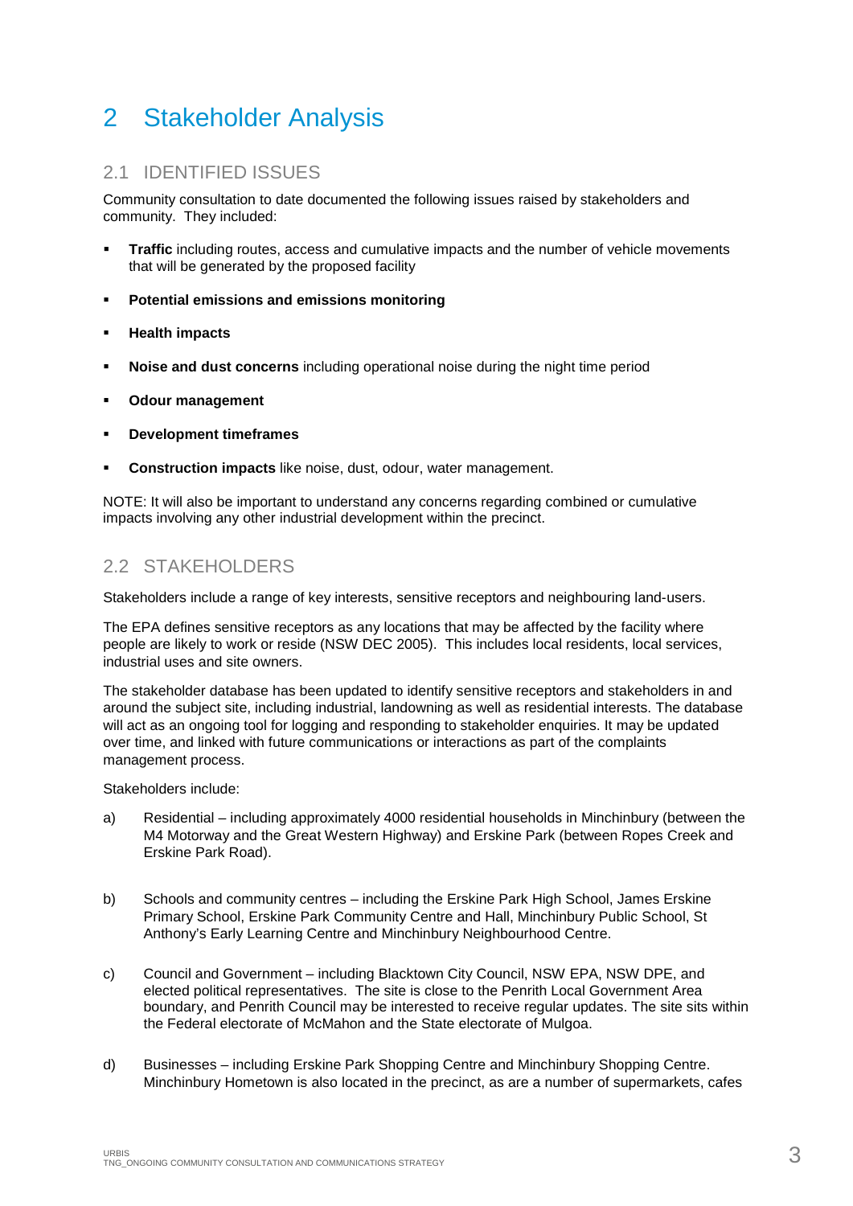# 2 Stakeholder Analysis

## 2.1 IDENTIFIED ISSUES

Community consultation to date documented the following issues raised by stakeholders and community. They included:

- **Traffic** including routes, access and cumulative impacts and the number of vehicle movements that will be generated by the proposed facility
- **Potential emissions and emissions monitoring**
- **Health impacts**
- **Noise and dust concerns** including operational noise during the night time period
- **Odour management**
- **Development timeframes**
- **Construction impacts** like noise, dust, odour, water management.

NOTE: It will also be important to understand any concerns regarding combined or cumulative impacts involving any other industrial development within the precinct.

## 2.2 STAKEHOLDERS

Stakeholders include a range of key interests, sensitive receptors and neighbouring land-users.

The EPA defines sensitive receptors as any locations that may be affected by the facility where people are likely to work or reside (NSW DEC 2005). This includes local residents, local services, industrial uses and site owners.

The stakeholder database has been updated to identify sensitive receptors and stakeholders in and around the subject site, including industrial, landowning as well as residential interests. The database will act as an ongoing tool for logging and responding to stakeholder enquiries. It may be updated over time, and linked with future communications or interactions as part of the complaints management process.

Stakeholders include:

a) Residential – including approximately 4000 residential households in Minchinbury (between the M4 Motorway and the Great Western Highway) and Erskine Park (between Ropes Creek and Erskine Park Road).

b) Schools and community centres – including the Erskine Park High School, James Erskine Primary School, Erskine Park Community Centre and Hall, Minchinbury Public School, St Anthony's Early Learning Centre and Minchinbury Neighbourhood Centre.

c) Council and Government – including Blacktown City Council, NSW EPA, NSW DPE, and elected political representatives. The site is close to the Penrith Local Government Area boundary, and Penrith Council may be interested to receive regular updates. The site sits within the Federal electorate of McMahon and the State electorate of Mulgoa.

d) Businesses – including Erskine Park Shopping Centre and Minchinbury Shopping Centre. Minchinbury Hometown is also located in the precinct, as are a number of supermarkets, cafes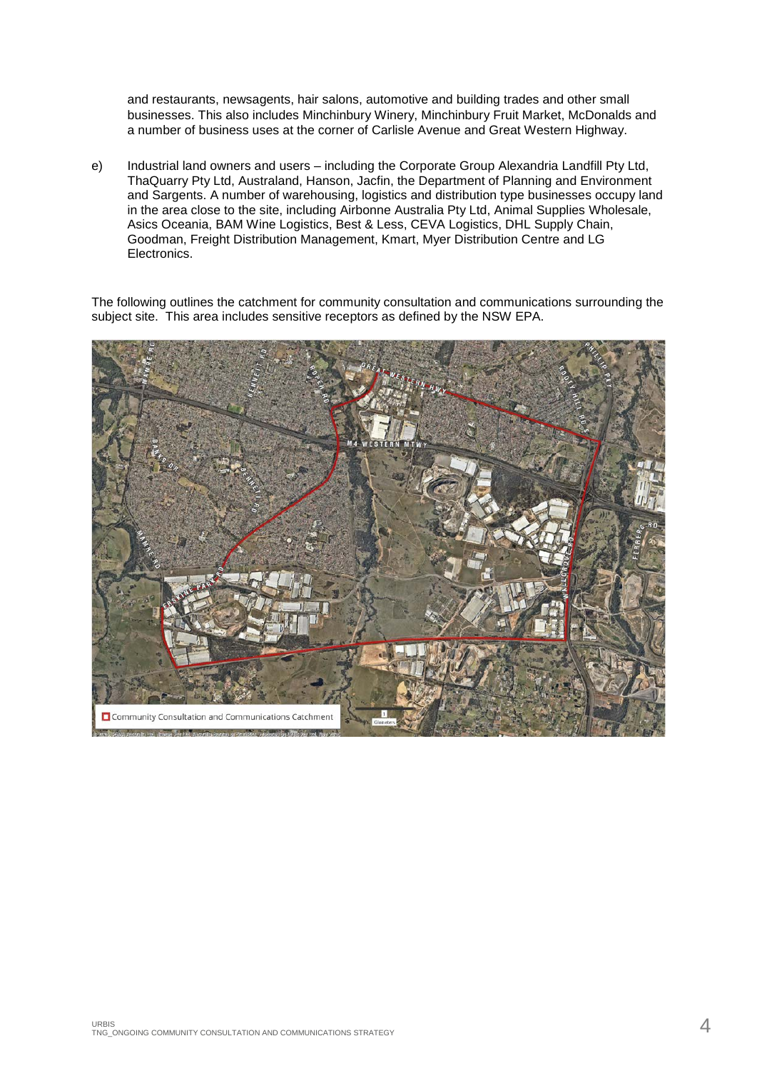and restaurants, newsagents, hair salons, automotive and building trades and other small businesses. This also includes Minchinbury Winery, Minchinbury Fruit Market, McDonalds and a number of business uses at the corner of Carlisle Avenue and Great Western Highway.

e) Industrial land owners and users – including the Corporate Group Alexandria Landfill Pty Ltd, ThaQuarry Pty Ltd, Australand, Hanson, Jacfin, the Department of Planning and Environment and Sargents. A number of warehousing, logistics and distribution type businesses occupy land in the area close to the site, including Airbonne Australia Pty Ltd, Animal Supplies Wholesale, Asics Oceania, BAM Wine Logistics, Best & Less, CEVA Logistics, DHL Supply Chain, Goodman, Freight Distribution Management, Kmart, Myer Distribution Centre and LG Electronics.

The following outlines the catchment for community consultation and communications surrounding the subject site. This area includes sensitive receptors as defined by the NSW EPA.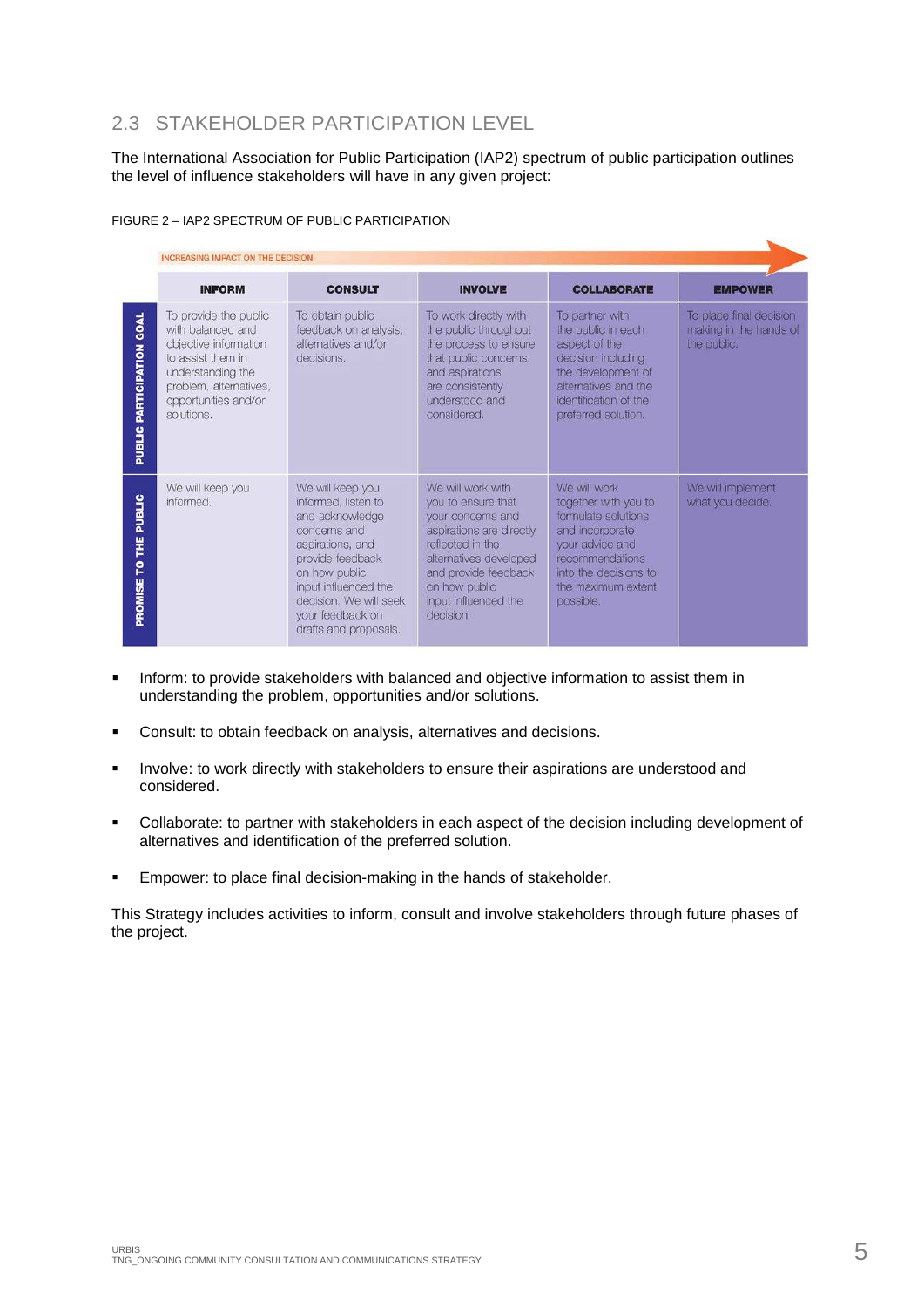## 2.3 STAKEHOLDER PARTICIPATION LEVEL

The International Association for Public Participation (IAP2) spectrum of public participation outlines the level of influence stakeholders will have in any given project:

FIGURE 2 – IAP2 SPECTRUM OF PUBLIC PARTICIPATION

INCREASING IMPACT ON THE DECISION

| | INFORM | CONSULT | INVOLVE | COLLABORATE | EMPOWER |
|---|---|---|---|---|---|
| PUBLIC PARTICIPATION GOAL | To provide the public with balanced and objective information to assist them in understanding the problem, alternatives, opportunities and/or solutions. | To obtain public feedback on analysis, alternatives and/or decisions. | To work directly with the public throughout the process to ensure that public concerns and aspirations are consistently understood and considered. | To partner with the public in each aspect of the decision including the development of alternatives and the identification of the preferred solution. | To place final decision making in the hands of the public. |
| PROMISE TO THE PUBLIC | We will keep you informed. | We will keep you informed, listen to and acknowledge concerns and aspirations, and provide feedback on how public input influenced the decision. We will seek your feedback on drafts and proposals. | We will work with you to ensure that your concerns and aspirations are directly reflected in the alternatives developed and provide feedback on how public input influenced the decision. | We will work together with you to formulate solutions and incorporate your advice and recommendations into the decisions to the maximum extent possible. | We will implement what you decide. |

- Inform: to provide stakeholders with balanced and objective information to assist them in understanding the problem, opportunities and/or solutions.
- Consult: to obtain feedback on analysis, alternatives and decisions.
- Involve: to work directly with stakeholders to ensure their aspirations are understood and considered.
- Collaborate: to partner with stakeholders in each aspect of the decision including development of alternatives and identification of the preferred solution.
- Empower: to place final decision-making in the hands of stakeholder.

This Strategy includes activities to inform, consult and involve stakeholders through future phases of the project.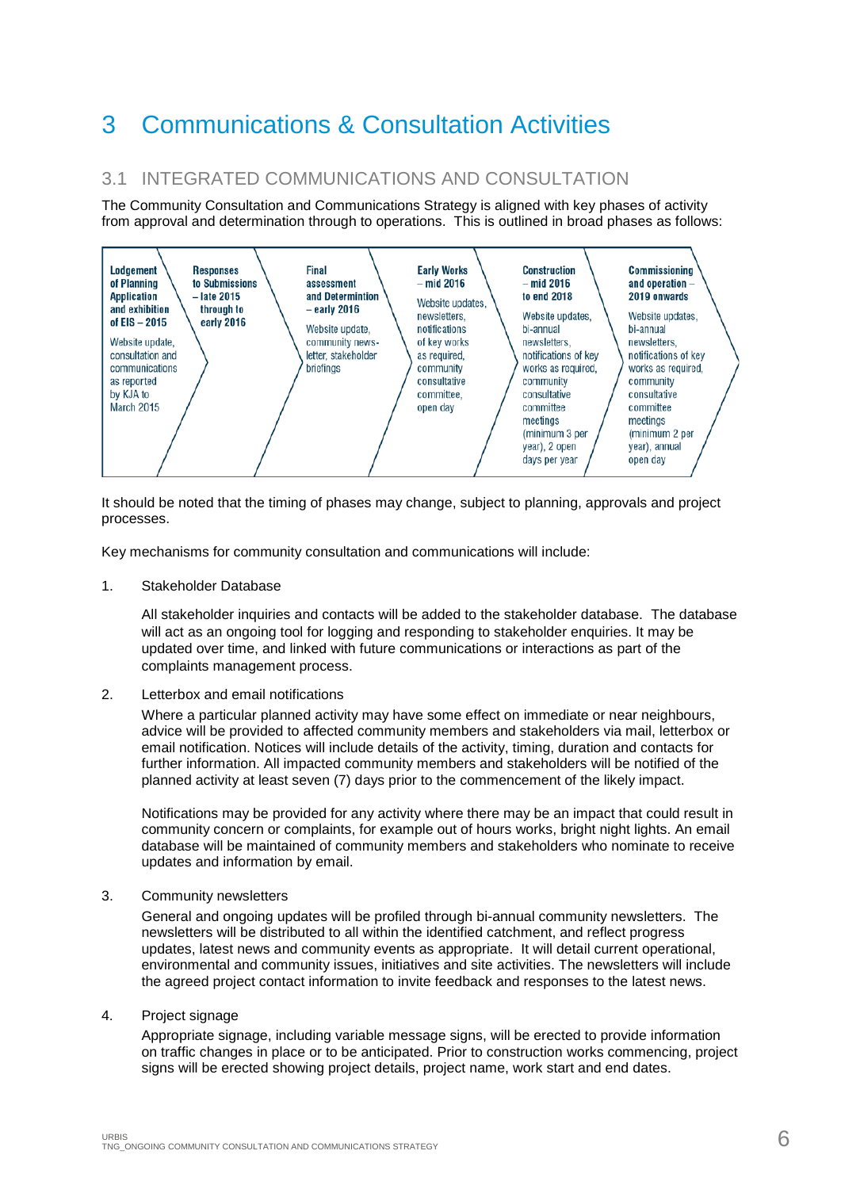# 3 Communications & Consultation Activities

## 3.1 INTEGRATED COMMUNICATIONS AND CONSULTATION

The Community Consultation and Communications Strategy is aligned with key phases of activity from approval and determination through to operations. This is outlined in broad phases as follows:

| Lodgement of Planning Application and exhibition of EIS – 2015 | Responses to Submissions – late 2015 through to early 2016 | Final assessment and Determintion – early 2016 | Early Works – mid 2016 | Construction – mid 2016 to end 2018 | Commissioning and operation – 2019 onwards |
|---|---|---|---|---|---|
| Website update, consultation and communications as reported by KJA to March 2015 | | Website update, community news-letter, stakeholder briefings | Website updates, newsletters, notifications of key works as required, community consultative committee, open day | Website updates, bi-annual newsletters, notifications of key works as required, community consultative committee meetings (minimum 3 per year), 2 open days per year | Website updates, bi-annual newsletters, notifications of key works as required, community consultative committee meetings (minimum 2 per year), annual open day |

It should be noted that the timing of phases may change, subject to planning, approvals and project processes.

Key mechanisms for community consultation and communications will include:

1. Stakeholder Database

   All stakeholder inquiries and contacts will be added to the stakeholder database. The database will act as an ongoing tool for logging and responding to stakeholder enquiries. It may be updated over time, and linked with future communications or interactions as part of the complaints management process.

2. Letterbox and email notifications

   Where a particular planned activity may have some effect on immediate or near neighbours, advice will be provided to affected community members and stakeholders via mail, letterbox or email notification. Notices will include details of the activity, timing, duration and contacts for further information. All impacted community members and stakeholders will be notified of the planned activity at least seven (7) days prior to the commencement of the likely impact.

   Notifications may be provided for any activity where there may be an impact that could result in community concern or complaints, for example out of hours works, bright night lights. An email database will be maintained of community members and stakeholders who nominate to receive updates and information by email.

3. Community newsletters

   General and ongoing updates will be profiled through bi-annual community newsletters. The newsletters will be distributed to all within the identified catchment, and reflect progress updates, latest news and community events as appropriate. It will detail current operational, environmental and community issues, initiatives and site activities. The newsletters will include the agreed project contact information to invite feedback and responses to the latest news.

4. Project signage

   Appropriate signage, including variable message signs, will be erected to provide information on traffic changes in place or to be anticipated. Prior to construction works commencing, project signs will be erected showing project details, project name, work start and end dates.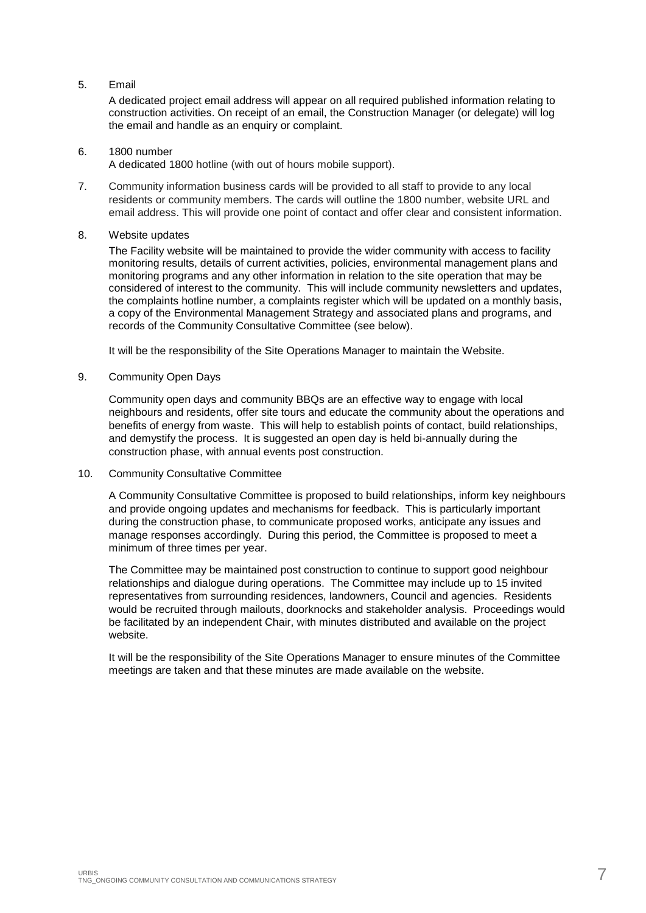5. Email

   A dedicated project email address will appear on all required published information relating to construction activities. On receipt of an email, the Construction Manager (or delegate) will log the email and handle as an enquiry or complaint.

6. 1800 number

   A dedicated 1800 hotline (with out of hours mobile support).

7. Community information business cards will be provided to all staff to provide to any local residents or community members. The cards will outline the 1800 number, website URL and email address. This will provide one point of contact and offer clear and consistent information.

8. Website updates

   The Facility website will be maintained to provide the wider community with access to facility monitoring results, details of current activities, policies, environmental management plans and monitoring programs and any other information in relation to the site operation that may be considered of interest to the community. This will include community newsletters and updates, the complaints hotline number, a complaints register which will be updated on a monthly basis, a copy of the Environmental Management Strategy and associated plans and programs, and records of the Community Consultative Committee (see below).

   It will be the responsibility of the Site Operations Manager to maintain the Website.

9. Community Open Days

   Community open days and community BBQs are an effective way to engage with local neighbours and residents, offer site tours and educate the community about the operations and benefits of energy from waste. This will help to establish points of contact, build relationships, and demystify the process. It is suggested an open day is held bi-annually during the construction phase, with annual events post construction.

10. Community Consultative Committee

    A Community Consultative Committee is proposed to build relationships, inform key neighbours and provide ongoing updates and mechanisms for feedback. This is particularly important during the construction phase, to communicate proposed works, anticipate any issues and manage responses accordingly. During this period, the Committee is proposed to meet a minimum of three times per year.

    The Committee may be maintained post construction to continue to support good neighbour relationships and dialogue during operations. The Committee may include up to 15 invited representatives from surrounding residences, landowners, Council and agencies. Residents would be recruited through mailouts, doorknocks and stakeholder analysis. Proceedings would be facilitated by an independent Chair, with minutes distributed and available on the project website.

    It will be the responsibility of the Site Operations Manager to ensure minutes of the Committee meetings are taken and that these minutes are made available on the website.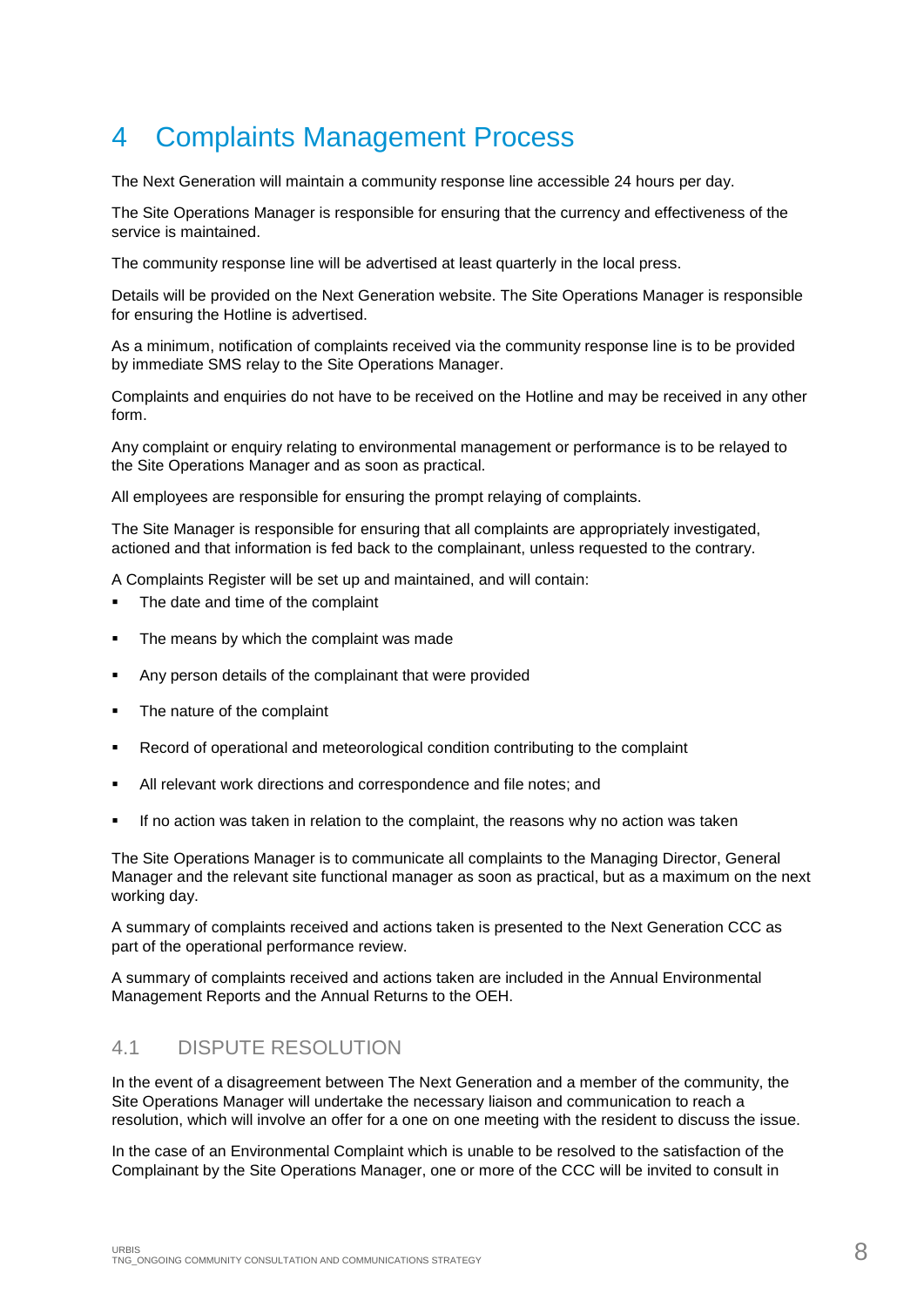# 4 Complaints Management Process

The Next Generation will maintain a community response line accessible 24 hours per day.

The Site Operations Manager is responsible for ensuring that the currency and effectiveness of the service is maintained.

The community response line will be advertised at least quarterly in the local press.

Details will be provided on the Next Generation website. The Site Operations Manager is responsible for ensuring the Hotline is advertised.

As a minimum, notification of complaints received via the community response line is to be provided by immediate SMS relay to the Site Operations Manager.

Complaints and enquiries do not have to be received on the Hotline and may be received in any other form.

Any complaint or enquiry relating to environmental management or performance is to be relayed to the Site Operations Manager and as soon as practical.

All employees are responsible for ensuring the prompt relaying of complaints.

The Site Manager is responsible for ensuring that all complaints are appropriately investigated, actioned and that information is fed back to the complainant, unless requested to the contrary.

A Complaints Register will be set up and maintained, and will contain:

- The date and time of the complaint
- The means by which the complaint was made
- Any person details of the complainant that were provided
- The nature of the complaint
- Record of operational and meteorological condition contributing to the complaint
- All relevant work directions and correspondence and file notes; and
- If no action was taken in relation to the complaint, the reasons why no action was taken

The Site Operations Manager is to communicate all complaints to the Managing Director, General Manager and the relevant site functional manager as soon as practical, but as a maximum on the next working day.

A summary of complaints received and actions taken is presented to the Next Generation CCC as part of the operational performance review.

A summary of complaints received and actions taken are included in the Annual Environmental Management Reports and the Annual Returns to the OEH.

## 4.1 DISPUTE RESOLUTION

In the event of a disagreement between The Next Generation and a member of the community, the Site Operations Manager will undertake the necessary liaison and communication to reach a resolution, which will involve an offer for a one on one meeting with the resident to discuss the issue.

In the case of an Environmental Complaint which is unable to be resolved to the satisfaction of the Complainant by the Site Operations Manager, one or more of the CCC will be invited to consult in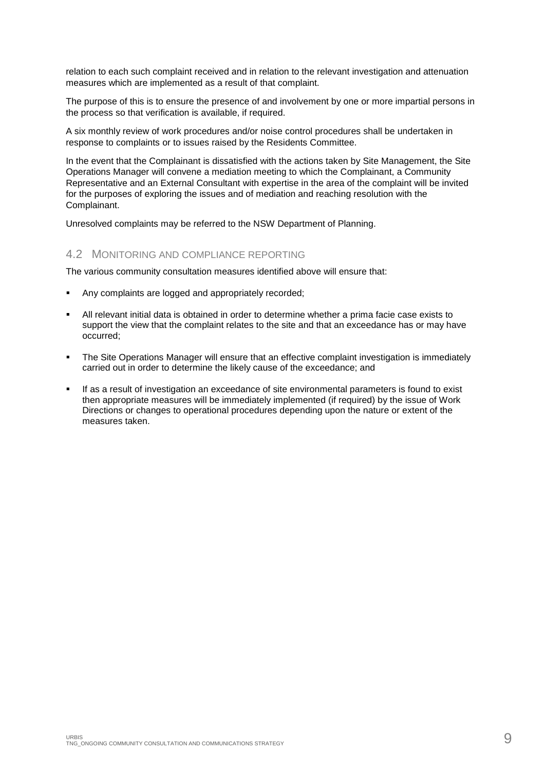relation to each such complaint received and in relation to the relevant investigation and attenuation measures which are implemented as a result of that complaint.

The purpose of this is to ensure the presence of and involvement by one or more impartial persons in the process so that verification is available, if required.

A six monthly review of work procedures and/or noise control procedures shall be undertaken in response to complaints or to issues raised by the Residents Committee.

In the event that the Complainant is dissatisfied with the actions taken by Site Management, the Site Operations Manager will convene a mediation meeting to which the Complainant, a Community Representative and an External Consultant with expertise in the area of the complaint will be invited for the purposes of exploring the issues and of mediation and reaching resolution with the Complainant.

Unresolved complaints may be referred to the NSW Department of Planning.

## 4.2 MONITORING AND COMPLIANCE REPORTING

The various community consultation measures identified above will ensure that:

- Any complaints are logged and appropriately recorded;
- All relevant initial data is obtained in order to determine whether a prima facie case exists to support the view that the complaint relates to the site and that an exceedance has or may have occurred;
- The Site Operations Manager will ensure that an effective complaint investigation is immediately carried out in order to determine the likely cause of the exceedance; and
- If as a result of investigation an exceedance of site environmental parameters is found to exist then appropriate measures will be immediately implemented (if required) by the issue of Work Directions or changes to operational procedures depending upon the nature or extent of the measures taken.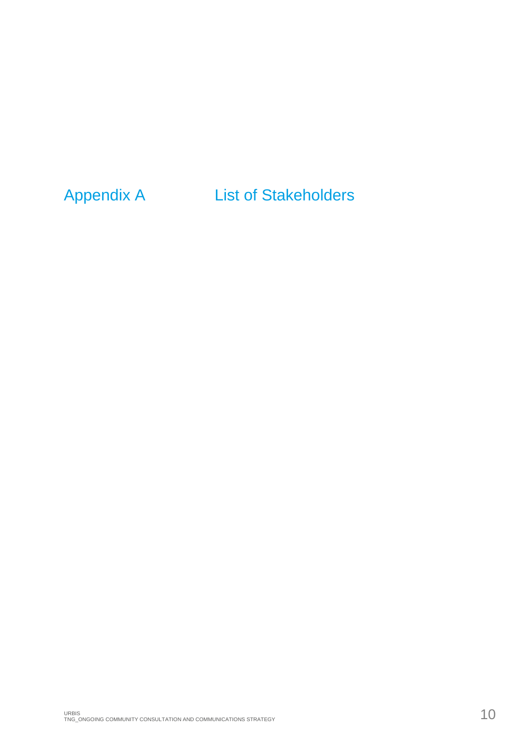# Appendix A List of Stakeholders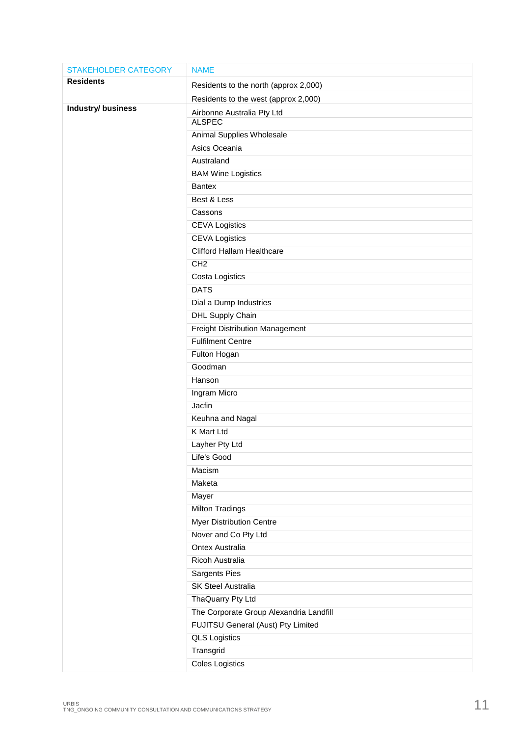| STAKEHOLDER CATEGORY | NAME |
|---|---|
| **Residents** | Residents to the north (approx 2,000) |
| | Residents to the west (approx 2,000) |
| **Industry/ business** | Airbonne Australia Pty Ltd |
| | ALSPEC |
| | Animal Supplies Wholesale |
| | Asics Oceania |
| | Australand |
| | BAM Wine Logistics |
| | Bantex |
| | Best & Less |
| | Cassons |
| | CEVA Logistics |
| | CEVA Logistics |
| | Clifford Hallam Healthcare |
| | CH2 |
| | Costa Logistics |
| | DATS |
| | Dial a Dump Industries |
| | DHL Supply Chain |
| | Freight Distribution Management |
| | Fulfilment Centre |
| | Fulton Hogan |
| | Goodman |
| | Hanson |
| | Ingram Micro |
| | Jacfin |
| | Keuhna and Nagal |
| | K Mart Ltd |
| | Layher Pty Ltd |
| | Life's Good |
| | Macism |
| | Maketa |
| | Mayer |
| | Milton Tradings |
| | Myer Distribution Centre |
| | Nover and Co Pty Ltd |
| | Ontex Australia |
| | Ricoh Australia |
| | Sargents Pies |
| | SK Steel Australia |
| | ThaQuarry Pty Ltd |
| | The Corporate Group Alexandria Landfill |
| | FUJITSU General (Aust) Pty Limited |
| | QLS Logistics |
| | Transgrid |
| | Coles Logistics |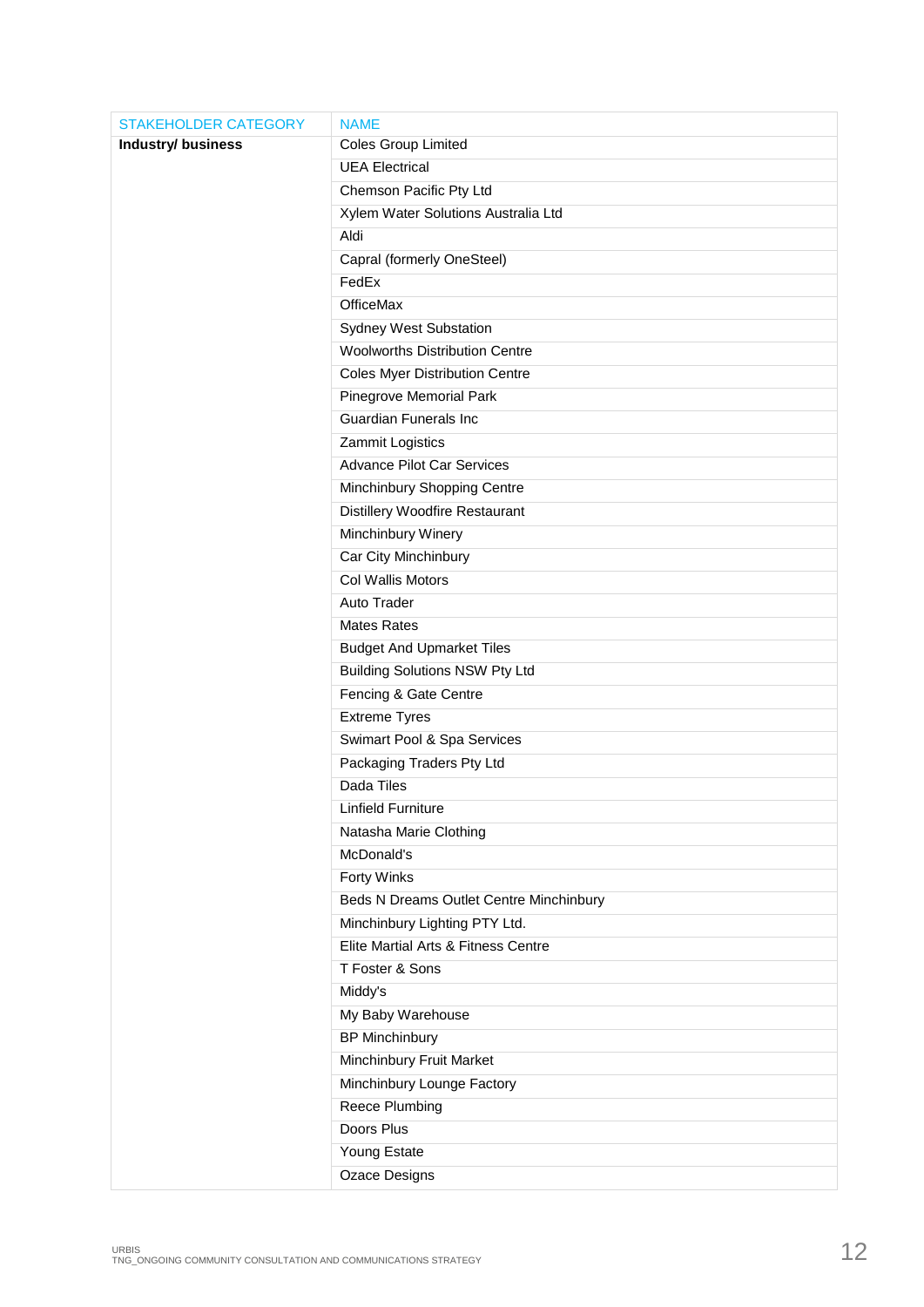| STAKEHOLDER CATEGORY | NAME |
|---|---|
| **Industry/ business** | Coles Group Limited |
| | UEA Electrical |
| | Chemson Pacific Pty Ltd |
| | Xylem Water Solutions Australia Ltd |
| | Aldi |
| | Capral (formerly OneSteel) |
| | FedEx |
| | OfficeMax |
| | Sydney West Substation |
| | Woolworths Distribution Centre |
| | Coles Myer Distribution Centre |
| | Pinegrove Memorial Park |
| | Guardian Funerals Inc |
| | Zammit Logistics |
| | Advance Pilot Car Services |
| | Minchinbury Shopping Centre |
| | Distillery Woodfire Restaurant |
| | Minchinbury Winery |
| | Car City Minchinbury |
| | Col Wallis Motors |
| | Auto Trader |
| | Mates Rates |
| | Budget And Upmarket Tiles |
| | Building Solutions NSW Pty Ltd |
| | Fencing & Gate Centre |
| | Extreme Tyres |
| | Swimart Pool & Spa Services |
| | Packaging Traders Pty Ltd |
| | Dada Tiles |
| | Linfield Furniture |
| | Natasha Marie Clothing |
| | McDonald's |
| | Forty Winks |
| | Beds N Dreams Outlet Centre Minchinbury |
| | Minchinbury Lighting PTY Ltd. |
| | Elite Martial Arts & Fitness Centre |
| | T Foster & Sons |
| | Middy's |
| | My Baby Warehouse |
| | BP Minchinbury |
| | Minchinbury Fruit Market |
| | Minchinbury Lounge Factory |
| | Reece Plumbing |
| | Doors Plus |
| | Young Estate |
| | Ozace Designs |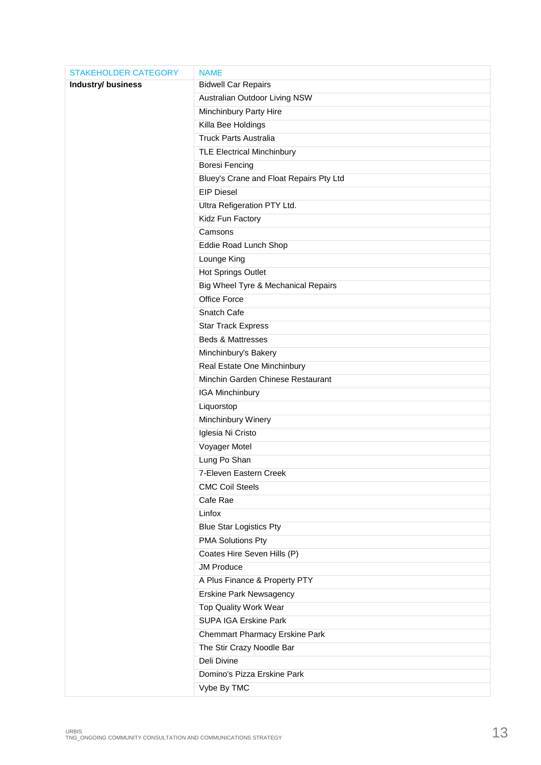| STAKEHOLDER CATEGORY | NAME |
|---|---|
| **Industry/ business** | Bidwell Car Repairs |
| | Australian Outdoor Living NSW |
| | Minchinbury Party Hire |
| | Killa Bee Holdings |
| | Truck Parts Australia |
| | TLE Electrical Minchinbury |
| | Boresi Fencing |
| | Bluey's Crane and Float Repairs Pty Ltd |
| | EIP Diesel |
| | Ultra Refigeration PTY Ltd. |
| | Kidz Fun Factory |
| | Camsons |
| | Eddie Road Lunch Shop |
| | Lounge King |
| | Hot Springs Outlet |
| | Big Wheel Tyre & Mechanical Repairs |
| | Office Force |
| | Snatch Cafe |
| | Star Track Express |
| | Beds & Mattresses |
| | Minchinbury's Bakery |
| | Real Estate One Minchinbury |
| | Minchin Garden Chinese Restaurant |
| | IGA Minchinbury |
| | Liquorstop |
| | Minchinbury Winery |
| | Iglesia Ni Cristo |
| | Voyager Motel |
| | Lung Po Shan |
| | 7-Eleven Eastern Creek |
| | CMC Coil Steels |
| | Cafe Rae |
| | Linfox |
| | Blue Star Logistics Pty |
| | PMA Solutions Pty |
| | Coates Hire Seven Hills (P) |
| | JM Produce |
| | A Plus Finance & Property PTY |
| | Erskine Park Newsagency |
| | Top Quality Work Wear |
| | SUPA IGA Erskine Park |
| | Chemmart Pharmacy Erskine Park |
| | The Stir Crazy Noodle Bar |
| | Deli Divine |
| | Domino's Pizza Erskine Park |
| | Vybe By TMC |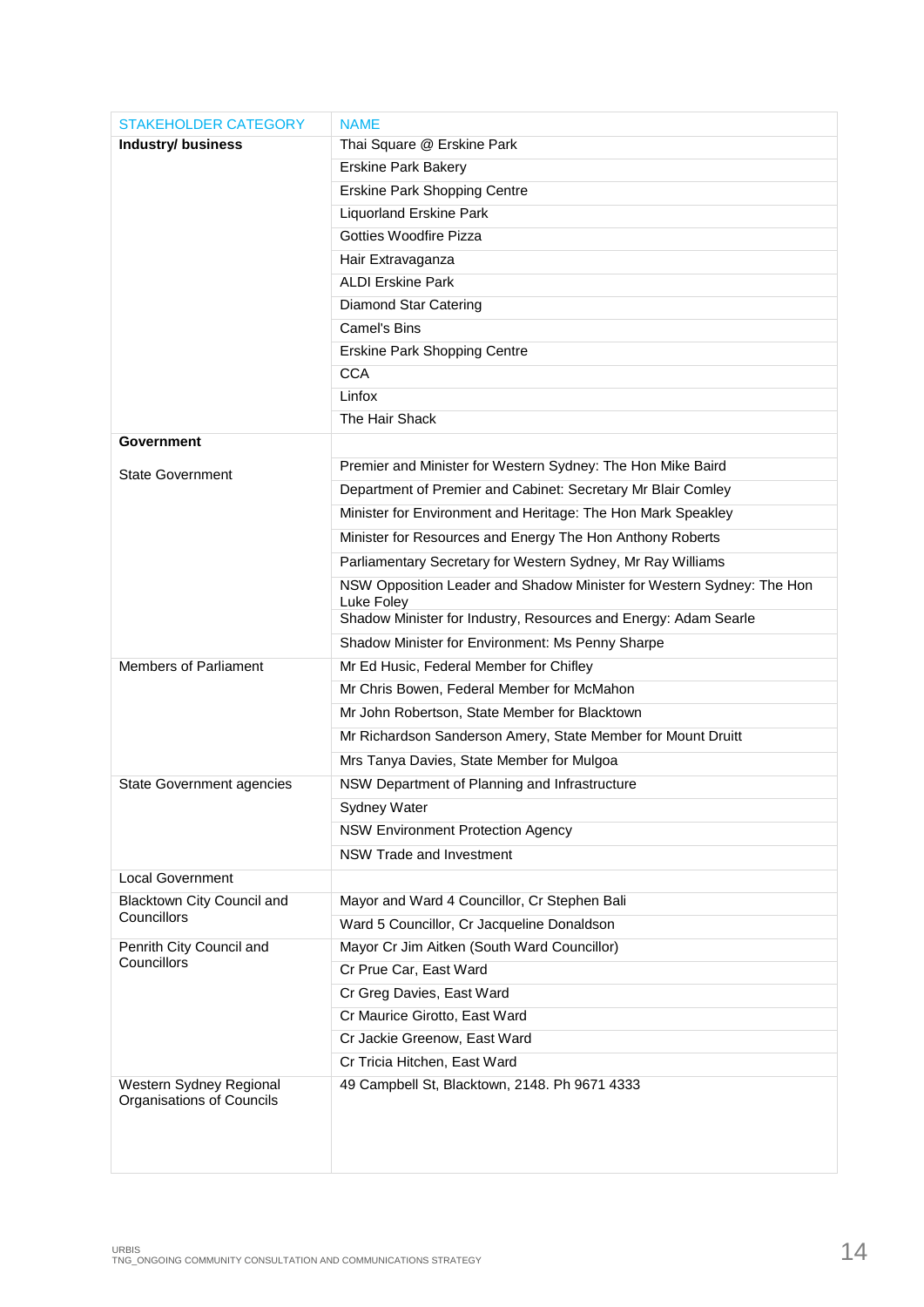| STAKEHOLDER CATEGORY | NAME |
|---|---|
| **Industry/ business** | Thai Square @ Erskine Park |
| | Erskine Park Bakery |
| | Erskine Park Shopping Centre |
| | Liquorland Erskine Park |
| | Gotties Woodfire Pizza |
| | Hair Extravaganza |
| | ALDI Erskine Park |
| | Diamond Star Catering |
| | Camel's Bins |
| | Erskine Park Shopping Centre |
| | CCA |
| | Linfox |
| | The Hair Shack |
| **Government** | |
| State Government | Premier and Minister for Western Sydney: The Hon Mike Baird |
| | Department of Premier and Cabinet: Secretary Mr Blair Comley |
| | Minister for Environment and Heritage: The Hon Mark Speakley |
| | Minister for Resources and Energy The Hon Anthony Roberts |
| | Parliamentary Secretary for Western Sydney, Mr Ray Williams |
| | NSW Opposition Leader and Shadow Minister for Western Sydney: The Hon Luke Foley |
| | Shadow Minister for Industry, Resources and Energy: Adam Searle |
| | Shadow Minister for Environment: Ms Penny Sharpe |
| Members of Parliament | Mr Ed Husic, Federal Member for Chifley |
| | Mr Chris Bowen, Federal Member for McMahon |
| | Mr John Robertson, State Member for Blacktown |
| | Mr Richardson Sanderson Amery, State Member for Mount Druitt |
| | Mrs Tanya Davies, State Member for Mulgoa |
| State Government agencies | NSW Department of Planning and Infrastructure |
| | Sydney Water |
| | NSW Environment Protection Agency |
| | NSW Trade and Investment |
| Local Government | |
| Blacktown City Council and Councillors | Mayor and Ward 4 Councillor, Cr Stephen Bali |
| | Ward 5 Councillor, Cr Jacqueline Donaldson |
| Penrith City Council and Councillors | Mayor Cr Jim Aitken (South Ward Councillor) |
| | Cr Prue Car, East Ward |
| | Cr Greg Davies, East Ward |
| | Cr Maurice Girotto, East Ward |
| | Cr Jackie Greenow, East Ward |
| | Cr Tricia Hitchen, East Ward |
| Western Sydney Regional Organisations of Councils | 49 Campbell St, Blacktown, 2148. Ph 9671 4333 |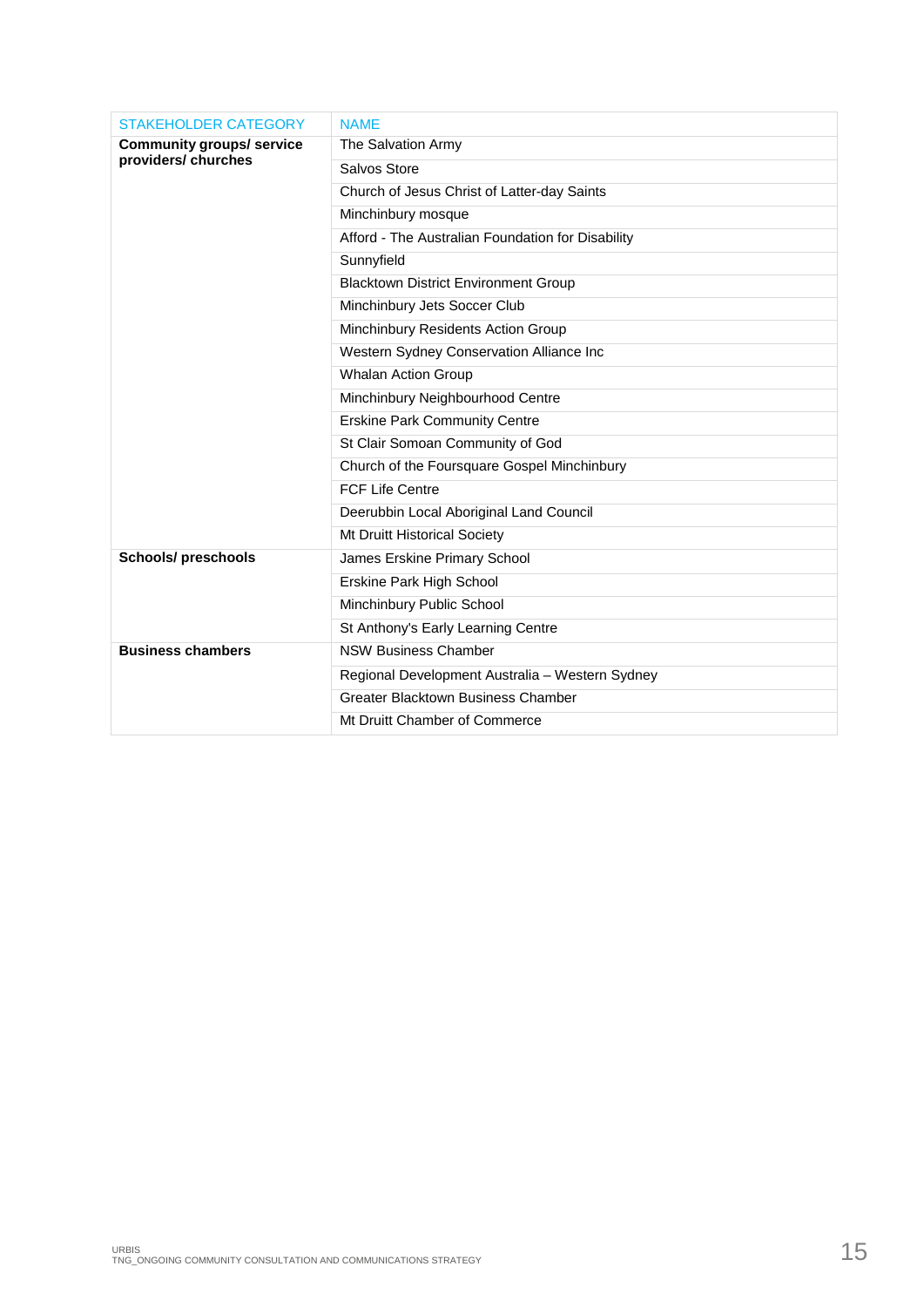| STAKEHOLDER CATEGORY | NAME |
|---|---|
| **Community groups/ service providers/ churches** | The Salvation Army |
| | Salvos Store |
| | Church of Jesus Christ of Latter-day Saints |
| | Minchinbury mosque |
| | Afford - The Australian Foundation for Disability |
| | Sunnyfield |
| | Blacktown District Environment Group |
| | Minchinbury Jets Soccer Club |
| | Minchinbury Residents Action Group |
| | Western Sydney Conservation Alliance Inc |
| | Whalan Action Group |
| | Minchinbury Neighbourhood Centre |
| | Erskine Park Community Centre |
| | St Clair Somoan Community of God |
| | Church of the Foursquare Gospel Minchinbury |
| | FCF Life Centre |
| | Deerubbin Local Aboriginal Land Council |
| | Mt Druitt Historical Society |
| **Schools/ preschools** | James Erskine Primary School |
| | Erskine Park High School |
| | Minchinbury Public School |
| | St Anthony's Early Learning Centre |
| **Business chambers** | NSW Business Chamber |
| | Regional Development Australia – Western Sydney |
| | Greater Blacktown Business Chamber |
| | Mt Druitt Chamber of Commerce |